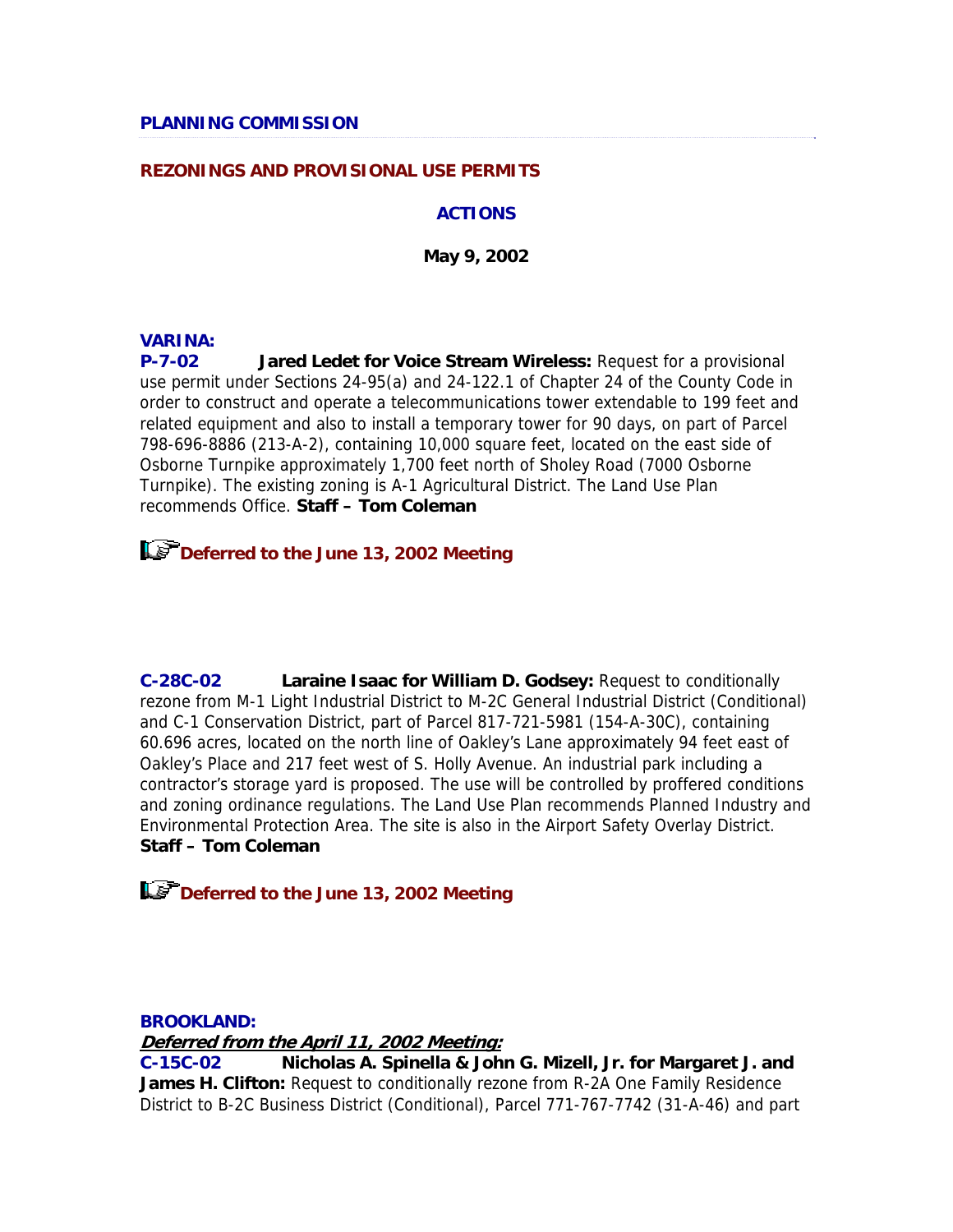**PLANNING COMMISSION**

**REZONINGS AND PROVISIONAL USE PERMITS**

**ACTIONS**

**May 9, 2002**

**VARINA:**

**P-7-02** **Jared Ledet for Voice Stream Wireless:** Request for a provisional use permit under Sections 24-95(a) and 24-122.1 of Chapter 24 of the County Code in order to construct and operate a telecommunications tower extendable to 199 feet and related equipment and also to install a temporary tower for 90 days, on part of Parcel 798-696-8886 (213-A-2), containing 10,000 square feet, located on the east side of Osborne Turnpike approximately 1,700 feet north of Sholey Road (7000 Osborne Turnpike). The existing zoning is A-1 Agricultural District. The Land Use Plan recommends Office. **Staff – Tom Coleman**

**Deferred to the June 13, 2002 Meeting**

**C-28C-02** **Laraine Isaac for William D. Godsey:** Request to conditionally rezone from M-1 Light Industrial District to M-2C General Industrial District (Conditional) and C-1 Conservation District, part of Parcel 817-721-5981 (154-A-30C), containing 60.696 acres, located on the north line of Oakley's Lane approximately 94 feet east of Oakley's Place and 217 feet west of S. Holly Avenue. An industrial park including a contractor's storage yard is proposed. The use will be controlled by proffered conditions and zoning ordinance regulations. The Land Use Plan recommends Planned Industry and Environmental Protection Area. The site is also in the Airport Safety Overlay District. **Staff – Tom Coleman**

**Deferred to the June 13, 2002 Meeting**

**BROOKLAND:**

***Deferred from the April 11, 2002 Meeting:***

**C-15C-02** **Nicholas A. Spinella & John G. Mizell, Jr. for Margaret J. and James H. Clifton:** Request to conditionally rezone from R-2A One Family Residence District to B-2C Business District (Conditional), Parcel 771-767-7742 (31-A-46) and part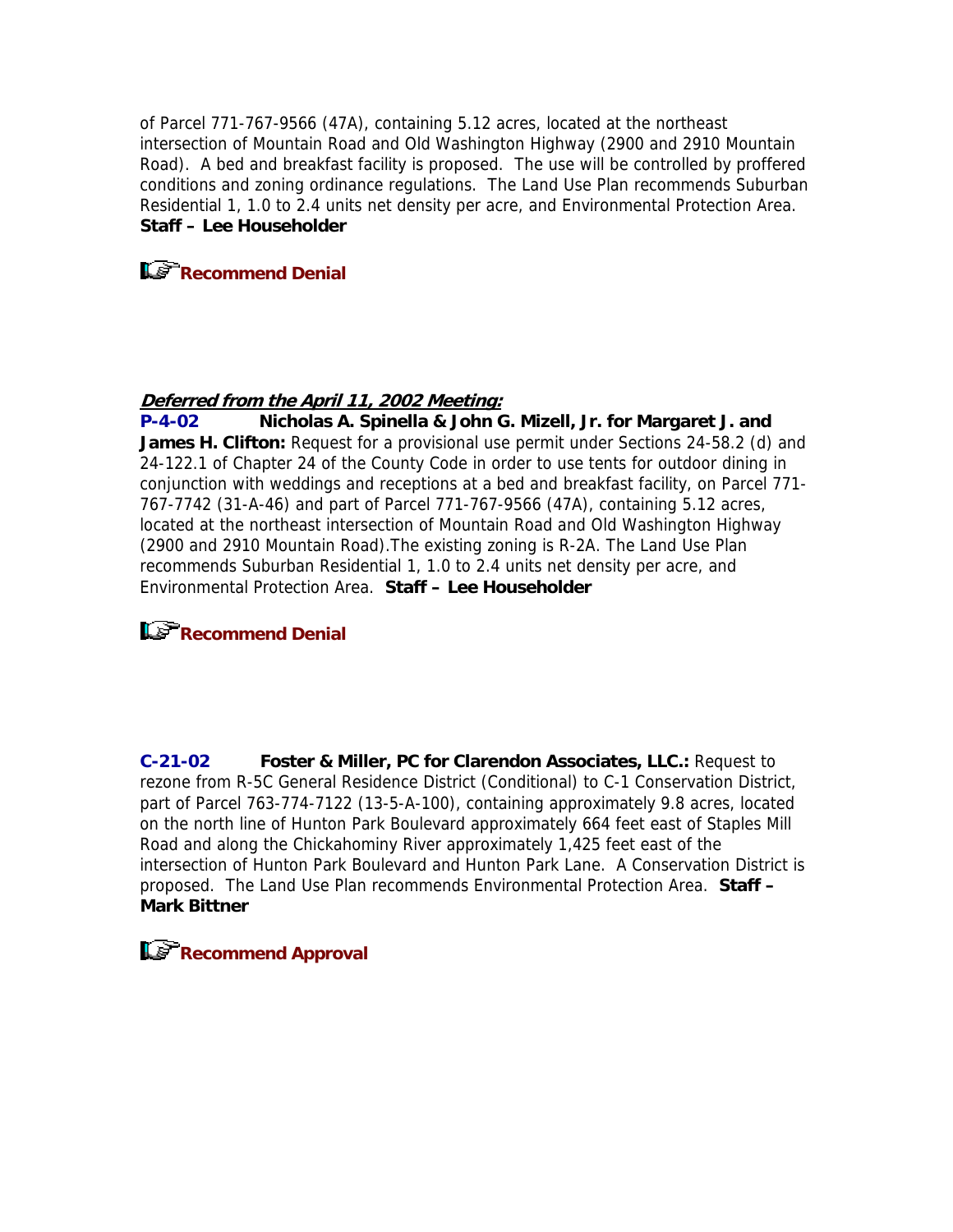of Parcel 771-767-9566 (47A), containing 5.12 acres, located at the northeast intersection of Mountain Road and Old Washington Highway (2900 and 2910 Mountain Road). A bed and breakfast facility is proposed. The use will be controlled by proffered conditions and zoning ordinance regulations. The Land Use Plan recommends Suburban Residential 1, 1.0 to 2.4 units net density per acre, and Environmental Protection Area. **Staff – Lee Householder**

**Recommend Denial**

***Deferred from the April 11, 2002 Meeting:***

**P-4-02** **Nicholas A. Spinella & John G. Mizell, Jr. for Margaret J. and James H. Clifton:** Request for a provisional use permit under Sections 24-58.2 (d) and 24-122.1 of Chapter 24 of the County Code in order to use tents for outdoor dining in conjunction with weddings and receptions at a bed and breakfast facility, on Parcel 771-767-7742 (31-A-46) and part of Parcel 771-767-9566 (47A), containing 5.12 acres, located at the northeast intersection of Mountain Road and Old Washington Highway (2900 and 2910 Mountain Road).The existing zoning is R-2A. The Land Use Plan recommends Suburban Residential 1, 1.0 to 2.4 units net density per acre, and Environmental Protection Area. **Staff – Lee Householder**

**Recommend Denial**

**C-21-02** **Foster & Miller, PC for Clarendon Associates, LLC.:** Request to rezone from R-5C General Residence District (Conditional) to C-1 Conservation District, part of Parcel 763-774-7122 (13-5-A-100), containing approximately 9.8 acres, located on the north line of Hunton Park Boulevard approximately 664 feet east of Staples Mill Road and along the Chickahominy River approximately 1,425 feet east of the intersection of Hunton Park Boulevard and Hunton Park Lane. A Conservation District is proposed. The Land Use Plan recommends Environmental Protection Area. **Staff – Mark Bittner**

**Recommend Approval**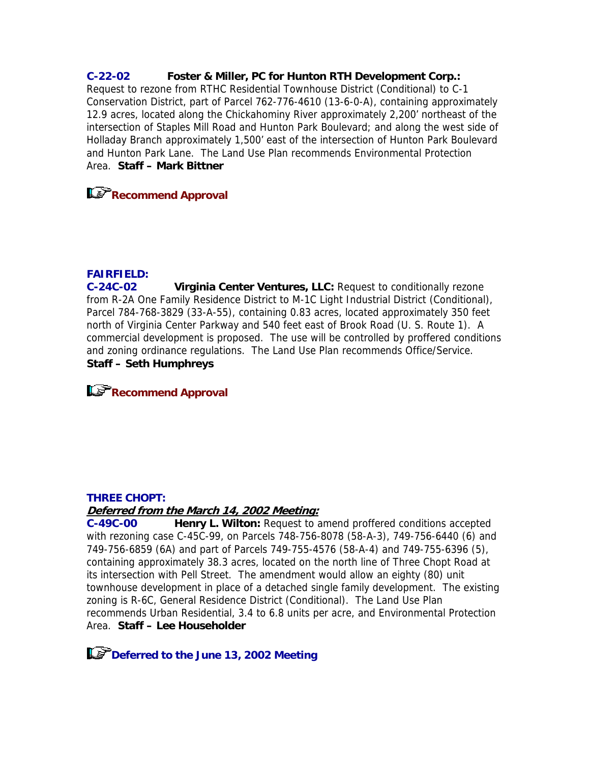**C-22-02 Foster & Miller, PC for Hunton RTH Development Corp.:** Request to rezone from RTHC Residential Townhouse District (Conditional) to C-1 Conservation District, part of Parcel 762-776-4610 (13-6-0-A), containing approximately 12.9 acres, located along the Chickahominy River approximately 2,200' northeast of the intersection of Staples Mill Road and Hunton Park Boulevard; and along the west side of Holladay Branch approximately 1,500' east of the intersection of Hunton Park Boulevard and Hunton Park Lane. The Land Use Plan recommends Environmental Protection Area. **Staff – Mark Bittner**

**Recommend Approval**

**FAIRFIELD:**

**C-24C-02 Virginia Center Ventures, LLC:** Request to conditionally rezone from R-2A One Family Residence District to M-1C Light Industrial District (Conditional), Parcel 784-768-3829 (33-A-55), containing 0.83 acres, located approximately 350 feet north of Virginia Center Parkway and 540 feet east of Brook Road (U. S. Route 1). A commercial development is proposed. The use will be controlled by proffered conditions and zoning ordinance regulations. The Land Use Plan recommends Office/Service. **Staff – Seth Humphreys**

**Recommend Approval**

**THREE CHOPT:**

***Deferred from the March 14, 2002 Meeting:***

**C-49C-00 Henry L. Wilton:** Request to amend proffered conditions accepted with rezoning case C-45C-99, on Parcels 748-756-8078 (58-A-3), 749-756-6440 (6) and 749-756-6859 (6A) and part of Parcels 749-755-4576 (58-A-4) and 749-755-6396 (5), containing approximately 38.3 acres, located on the north line of Three Chopt Road at its intersection with Pell Street. The amendment would allow an eighty (80) unit townhouse development in place of a detached single family development. The existing zoning is R-6C, General Residence District (Conditional). The Land Use Plan recommends Urban Residential, 3.4 to 6.8 units per acre, and Environmental Protection Area. **Staff – Lee Householder**

**Deferred to the June 13, 2002 Meeting**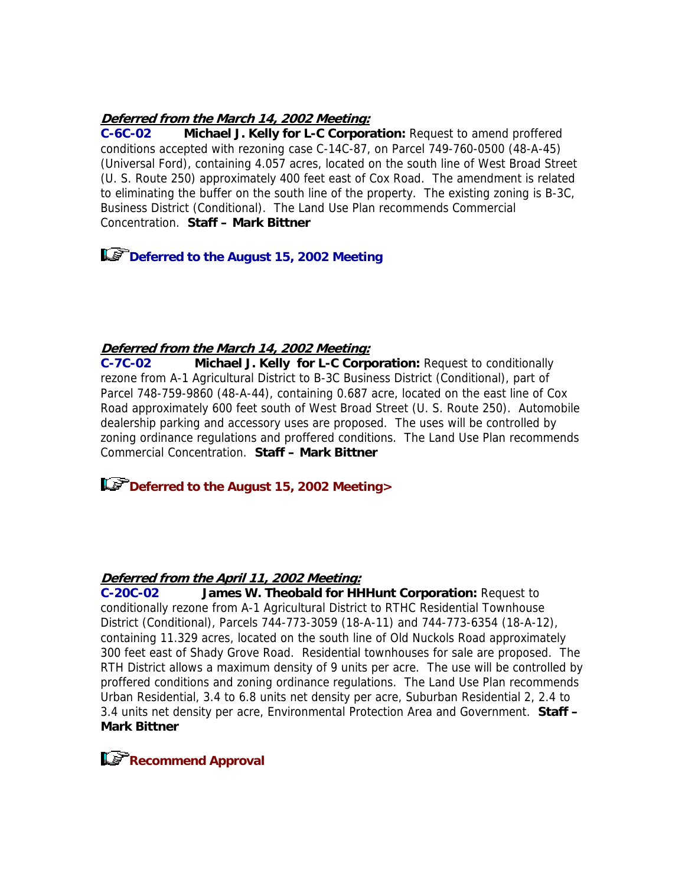***Deferred from the March 14, 2002 Meeting:***

**C-6C-02 Michael J. Kelly for L-C Corporation:** Request to amend proffered conditions accepted with rezoning case C-14C-87, on Parcel 749-760-0500 (48-A-45) (Universal Ford), containing 4.057 acres, located on the south line of West Broad Street (U. S. Route 250) approximately 400 feet east of Cox Road. The amendment is related to eliminating the buffer on the south line of the property. The existing zoning is B-3C, Business District (Conditional). The Land Use Plan recommends Commercial Concentration. **Staff – Mark Bittner**

**Deferred to the August 15, 2002 Meeting**

***Deferred from the March 14, 2002 Meeting:***

**C-7C-02 Michael J. Kelly for L-C Corporation:** Request to conditionally rezone from A-1 Agricultural District to B-3C Business District (Conditional), part of Parcel 748-759-9860 (48-A-44), containing 0.687 acre, located on the east line of Cox Road approximately 600 feet south of West Broad Street (U. S. Route 250). Automobile dealership parking and accessory uses are proposed. The uses will be controlled by zoning ordinance regulations and proffered conditions. The Land Use Plan recommends Commercial Concentration. **Staff – Mark Bittner**

**Deferred to the August 15, 2002 Meeting>**

***Deferred from the April 11, 2002 Meeting:***

**C-20C-02 James W. Theobald for HHHunt Corporation:** Request to conditionally rezone from A-1 Agricultural District to RTHC Residential Townhouse District (Conditional), Parcels 744-773-3059 (18-A-11) and 744-773-6354 (18-A-12), containing 11.329 acres, located on the south line of Old Nuckols Road approximately 300 feet east of Shady Grove Road. Residential townhouses for sale are proposed. The RTH District allows a maximum density of 9 units per acre. The use will be controlled by proffered conditions and zoning ordinance regulations. The Land Use Plan recommends Urban Residential, 3.4 to 6.8 units net density per acre, Suburban Residential 2, 2.4 to 3.4 units net density per acre, Environmental Protection Area and Government. **Staff – Mark Bittner**

**Recommend Approval**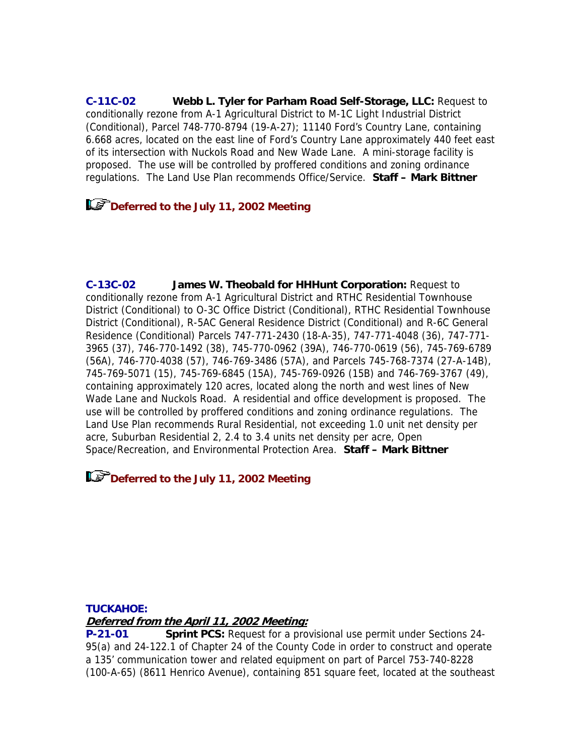**C-11C-02** **Webb L. Tyler for Parham Road Self-Storage, LLC:** Request to conditionally rezone from A-1 Agricultural District to M-1C Light Industrial District (Conditional), Parcel 748-770-8794 (19-A-27); 11140 Ford's Country Lane, containing 6.668 acres, located on the east line of Ford's Country Lane approximately 440 feet east of its intersection with Nuckols Road and New Wade Lane. A mini-storage facility is proposed. The use will be controlled by proffered conditions and zoning ordinance regulations. The Land Use Plan recommends Office/Service. **Staff – Mark Bittner**

**Deferred to the July 11, 2002 Meeting**

**C-13C-02** **James W. Theobald for HHHunt Corporation:** Request to conditionally rezone from A-1 Agricultural District and RTHC Residential Townhouse District (Conditional) to O-3C Office District (Conditional), RTHC Residential Townhouse District (Conditional), R-5AC General Residence District (Conditional) and R-6C General Residence (Conditional) Parcels 747-771-2430 (18-A-35), 747-771-4048 (36), 747-771-3965 (37), 746-770-1492 (38), 745-770-0962 (39A), 746-770-0619 (56), 745-769-6789 (56A), 746-770-4038 (57), 746-769-3486 (57A), and Parcels 745-768-7374 (27-A-14B), 745-769-5071 (15), 745-769-6845 (15A), 745-769-0926 (15B) and 746-769-3767 (49), containing approximately 120 acres, located along the north and west lines of New Wade Lane and Nuckols Road. A residential and office development is proposed. The use will be controlled by proffered conditions and zoning ordinance regulations. The Land Use Plan recommends Rural Residential, not exceeding 1.0 unit net density per acre, Suburban Residential 2, 2.4 to 3.4 units net density per acre, Open Space/Recreation, and Environmental Protection Area. **Staff – Mark Bittner**

**Deferred to the July 11, 2002 Meeting**

**TUCKAHOE:**

***Deferred from the April 11, 2002 Meeting:***

**P-21-01** **Sprint PCS:** Request for a provisional use permit under Sections 24-95(a) and 24-122.1 of Chapter 24 of the County Code in order to construct and operate a 135' communication tower and related equipment on part of Parcel 753-740-8228 (100-A-65) (8611 Henrico Avenue), containing 851 square feet, located at the southeast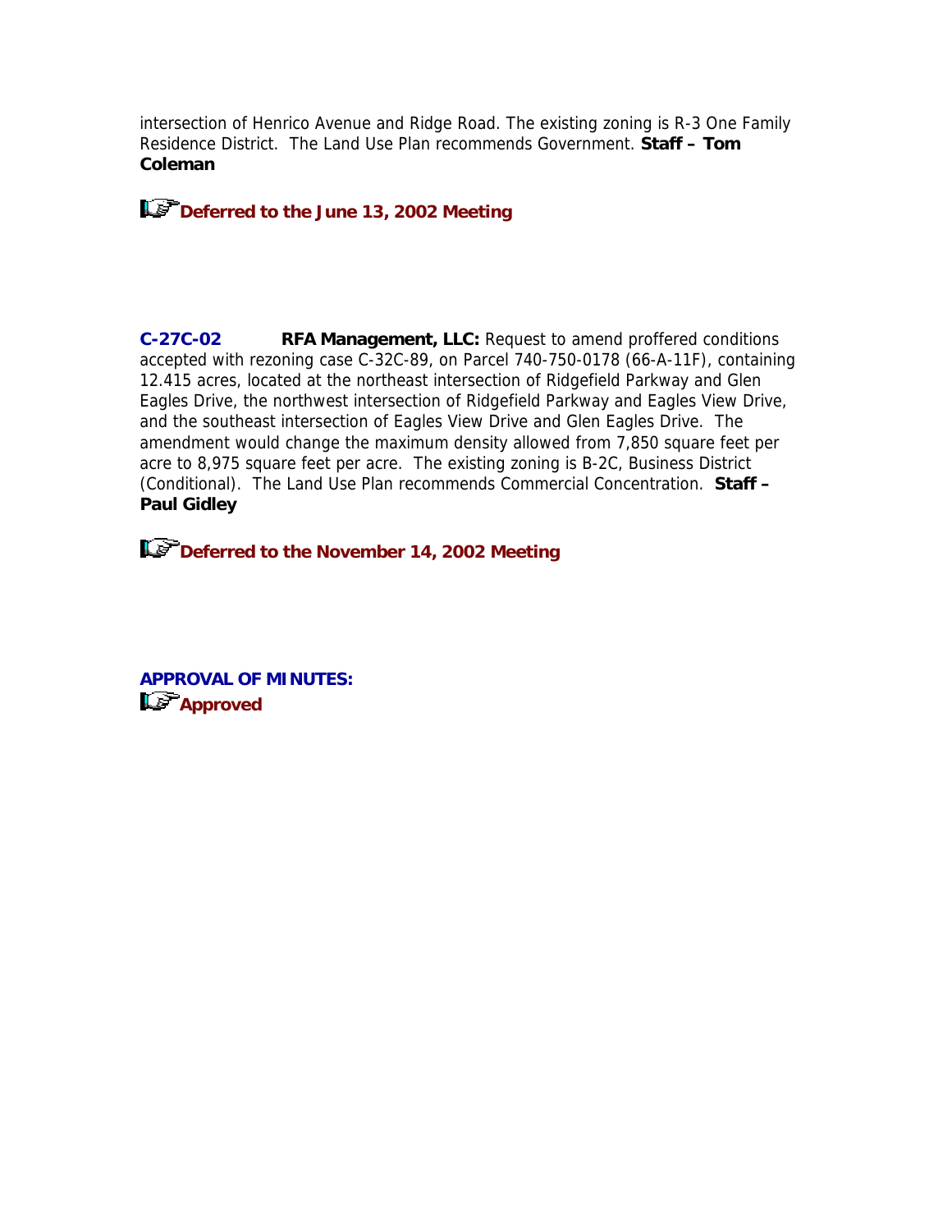intersection of Henrico Avenue and Ridge Road. The existing zoning is R-3 One Family Residence District. The Land Use Plan recommends Government. **Staff – Tom Coleman**

**Deferred to the June 13, 2002 Meeting**

**C-27C-02** **RFA Management, LLC:** Request to amend proffered conditions accepted with rezoning case C-32C-89, on Parcel 740-750-0178 (66-A-11F), containing 12.415 acres, located at the northeast intersection of Ridgefield Parkway and Glen Eagles Drive, the northwest intersection of Ridgefield Parkway and Eagles View Drive, and the southeast intersection of Eagles View Drive and Glen Eagles Drive. The amendment would change the maximum density allowed from 7,850 square feet per acre to 8,975 square feet per acre. The existing zoning is B-2C, Business District (Conditional). The Land Use Plan recommends Commercial Concentration. **Staff – Paul Gidley**

**Deferred to the November 14, 2002 Meeting**

**APPROVAL OF MINUTES:**

**Approved**